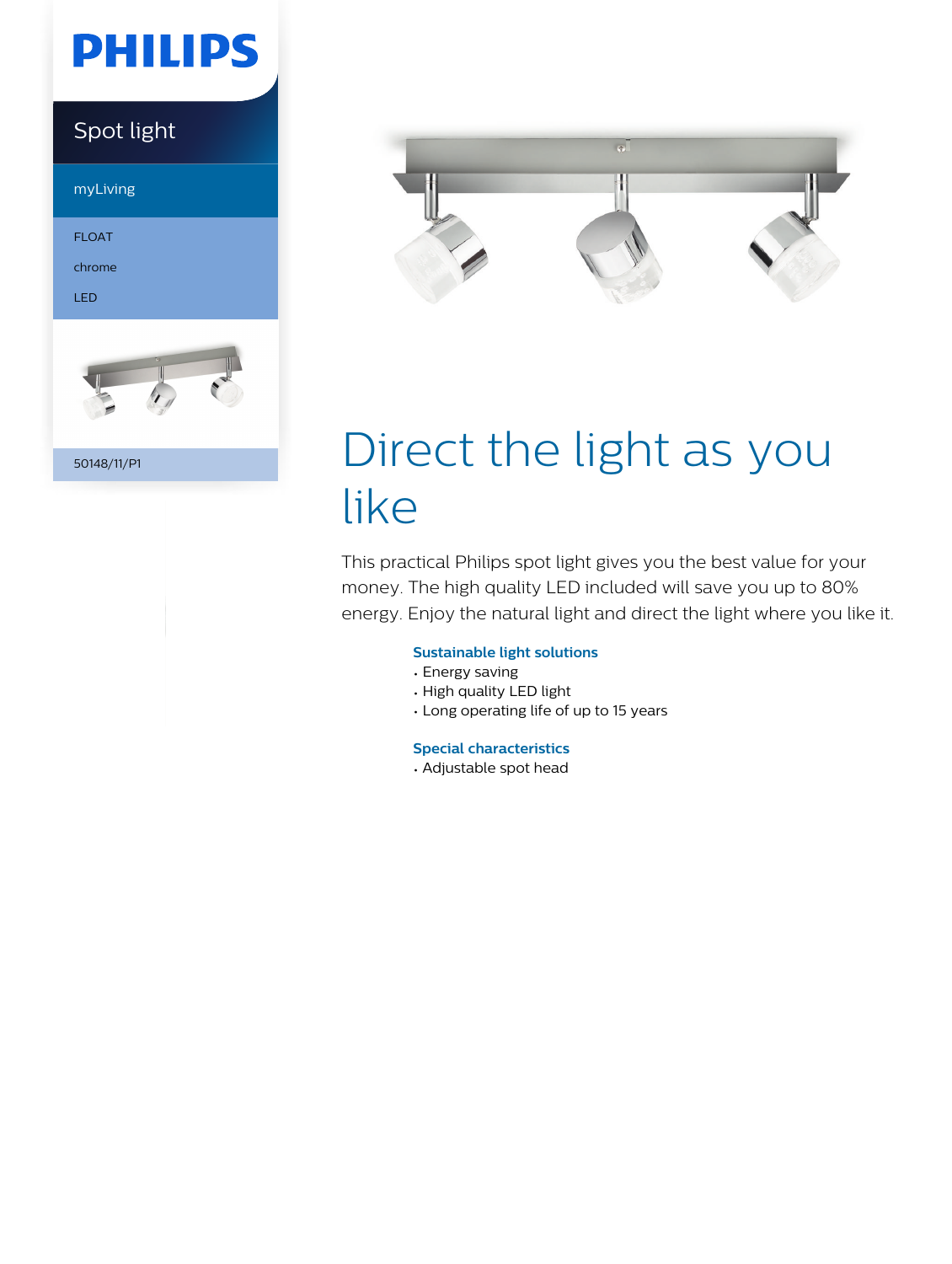PHILIPS

Spot light

myLiving

FLOAT

chrome

LED

50148/11/P1

# Direct the light as you like

This practical Philips spot light gives you the best value for your money. The high quality LED included will save you up to 80% energy. Enjoy the natural light and direct the light where you like it.

### Sustainable light solutions

- Energy saving
- High quality LED light
- Long operating life of up to 15 years

### Special characteristics

- Adjustable spot head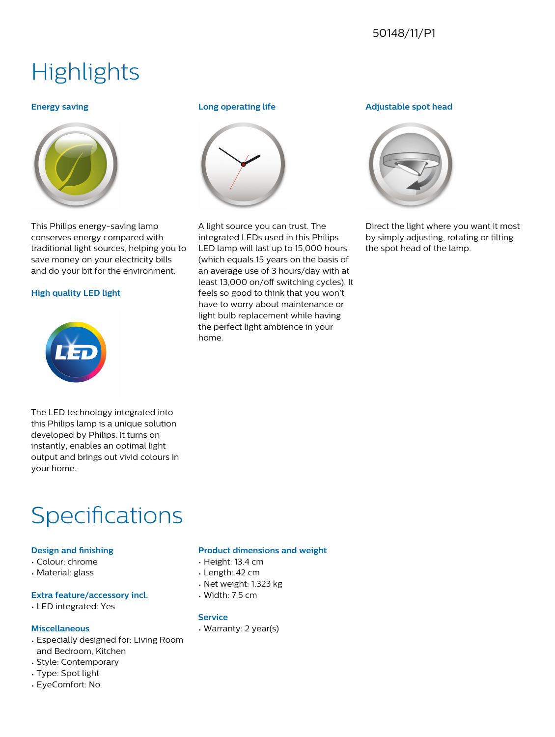# Highlights

### Energy saving

This Philips energy-saving lamp conserves energy compared with traditional light sources, helping you to save money on your electricity bills and do your bit for the environment.

### High quality LED light

The LED technology integrated into this Philips lamp is a unique solution developed by Philips. It turns on instantly, enables an optimal light output and brings out vivid colours in your home.

### Long operating life

A light source you can trust. The integrated LEDs used in this Philips LED lamp will last up to 15,000 hours (which equals 15 years on the basis of an average use of 3 hours/day with at least 13,000 on/off switching cycles). It feels so good to think that you won't have to worry about maintenance or light bulb replacement while having the perfect light ambience in your home.

### Adjustable spot head

Direct the light where you want it most by simply adjusting, rotating or tilting the spot head of the lamp.

# Specifications

### Design and finishing

- Colour: chrome
- Material: glass

### Extra feature/accessory incl.

- LED integrated: Yes

### Miscellaneous

- Especially designed for: Living Room and Bedroom, Kitchen
- Style: Contemporary
- Type: Spot light
- EyeComfort: No

### Product dimensions and weight

- Height: 13.4 cm
- Length: 42 cm
- Net weight: 1.323 kg
- Width: 7.5 cm

### Service

- Warranty: 2 year(s)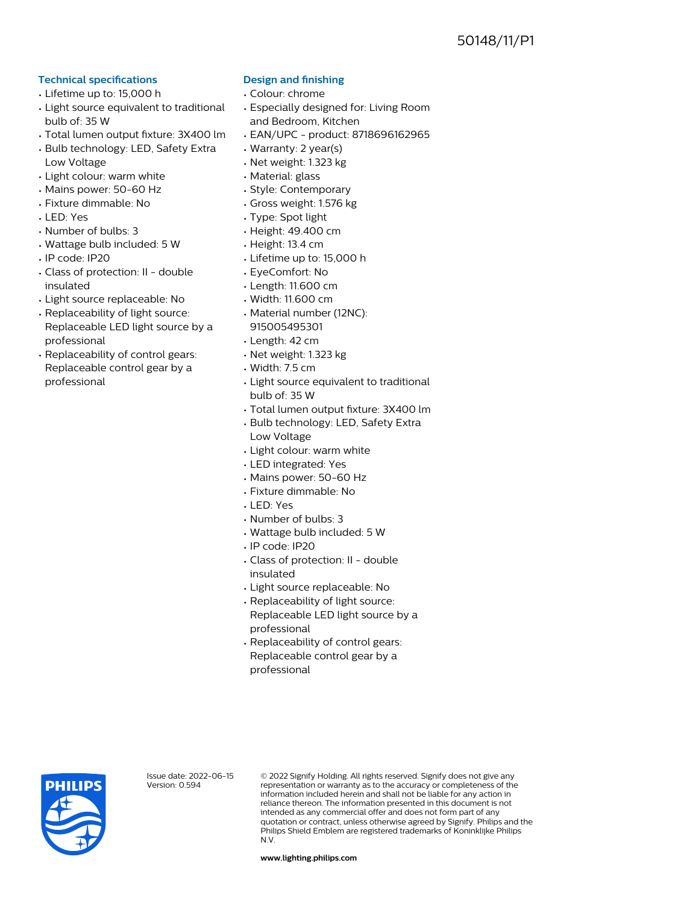50148/11/P1

## Technical specifications

- Lifetime up to: 15,000 h
- Light source equivalent to traditional bulb of: 35 W
- Total lumen output fixture: 3X400 lm
- Bulb technology: LED, Safety Extra Low Voltage
- Light colour: warm white
- Mains power: 50-60 Hz
- Fixture dimmable: No
- LED: Yes
- Number of bulbs: 3
- Wattage bulb included: 5 W
- IP code: IP20
- Class of protection: II - double insulated
- Light source replaceable: No
- Replaceability of light source: Replaceable LED light source by a professional
- Replaceability of control gears: Replaceable control gear by a professional

## Design and finishing

- Colour: chrome
- Especially designed for: Living Room and Bedroom, Kitchen
- EAN/UPC - product: 8718696162965
- Warranty: 2 year(s)
- Net weight: 1.323 kg
- Material: glass
- Style: Contemporary
- Gross weight: 1.576 kg
- Type: Spot light
- Height: 49.400 cm
- Height: 13.4 cm
- Lifetime up to: 15,000 h
- EyeComfort: No
- Length: 11.600 cm
- Width: 11.600 cm
- Material number (12NC): 915005495301
- Length: 42 cm
- Net weight: 1.323 kg
- Width: 7.5 cm
- Light source equivalent to traditional bulb of: 35 W
- Total lumen output fixture: 3X400 lm
- Bulb technology: LED, Safety Extra Low Voltage
- Light colour: warm white
- LED integrated: Yes
- Mains power: 50-60 Hz
- Fixture dimmable: No
- LED: Yes
- Number of bulbs: 3
- Wattage bulb included: 5 W
- IP code: IP20
- Class of protection: II - double insulated
- Light source replaceable: No
- Replaceability of light source: Replaceable LED light source by a professional
- Replaceability of control gears: Replaceable control gear by a professional

Issue date: 2022-06-15
Version: 0.594

© 2022 Signify Holding. All rights reserved. Signify does not give any representation or warranty as to the accuracy or completeness of the information included herein and shall not be liable for any action in reliance thereon. The information presented in this document is not intended as any commercial offer and does not form part of any quotation or contract, unless otherwise agreed by Signify. Philips and the Philips Shield Emblem are registered trademarks of Koninklijke Philips N.V.

**www.lighting.philips.com**